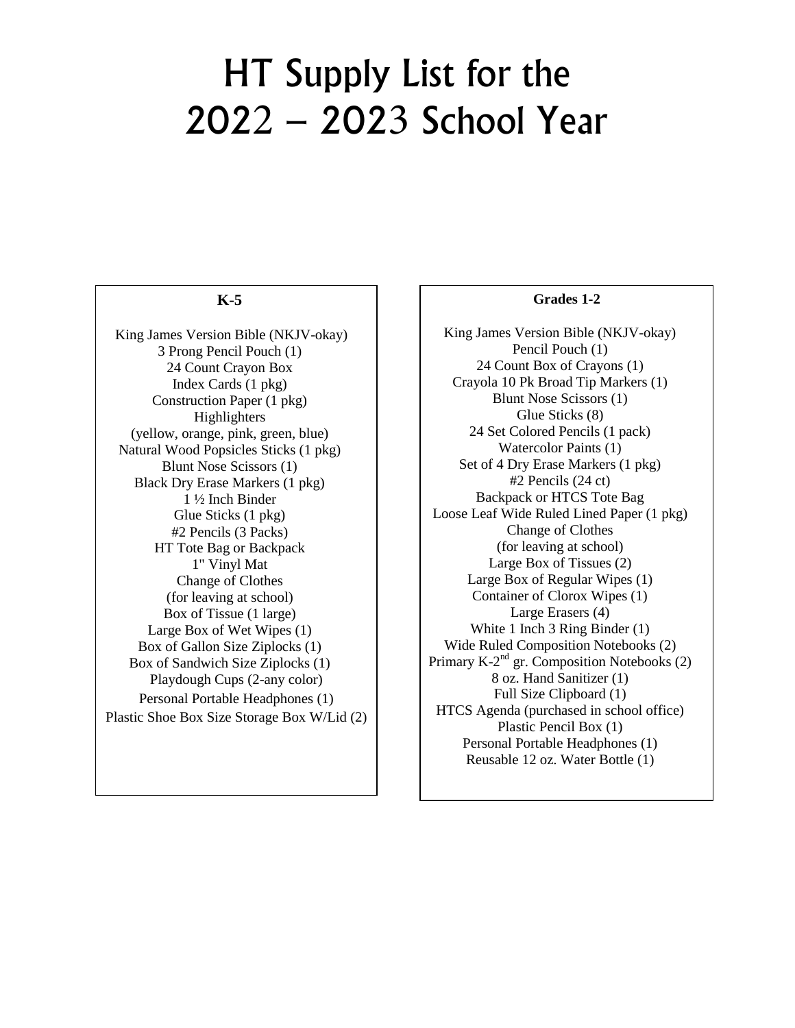# HT Supply List for the 2022 – 2023 School Year

### K-5

King James Version Bible (NKJV-okay)
3 Prong Pencil Pouch (1)
24 Count Crayon Box
Index Cards (1 pkg)
Construction Paper (1 pkg)
Highlighters
(yellow, orange, pink, green, blue)
Natural Wood Popsicles Sticks (1 pkg)
Blunt Nose Scissors (1)
Black Dry Erase Markers (1 pkg)
1 ½ Inch Binder
Glue Sticks (1 pkg)
#2 Pencils (3 Packs)
HT Tote Bag or Backpack
1" Vinyl Mat
Change of Clothes
(for leaving at school)
Box of Tissue (1 large)
Large Box of Wet Wipes (1)
Box of Gallon Size Ziplocks (1)
Box of Sandwich Size Ziplocks (1)
Playdough Cups (2-any color)
Personal Portable Headphones (1)
Plastic Shoe Box Size Storage Box W/Lid (2)

### Grades 1-2

King James Version Bible (NKJV-okay)
Pencil Pouch (1)
24 Count Box of Crayons (1)
Crayola 10 Pk Broad Tip Markers (1)
Blunt Nose Scissors (1)
Glue Sticks (8)
24 Set Colored Pencils (1 pack)
Watercolor Paints (1)
Set of 4 Dry Erase Markers (1 pkg)
#2 Pencils (24 ct)
Backpack or HTCS Tote Bag
Loose Leaf Wide Ruled Lined Paper (1 pkg)
Change of Clothes
(for leaving at school)
Large Box of Tissues (2)
Large Box of Regular Wipes (1)
Container of Clorox Wipes (1)
Large Erasers (4)
White 1 Inch 3 Ring Binder (1)
Wide Ruled Composition Notebooks (2)
Primary K-2nd gr. Composition Notebooks (2)
8 oz. Hand Sanitizer (1)
Full Size Clipboard (1)
HTCS Agenda (purchased in school office)
Plastic Pencil Box (1)
Personal Portable Headphones (1)
Reusable 12 oz. Water Bottle (1)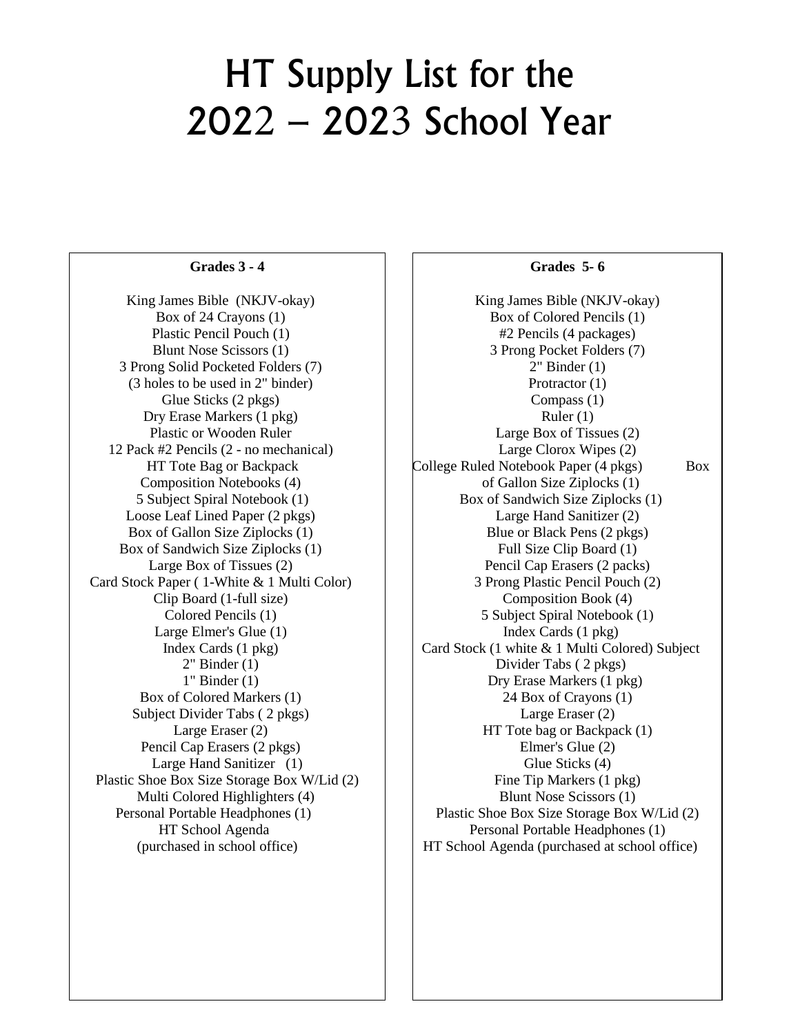# HT Supply List for the 2022 – 2023 School Year

## Grades 3 - 4

King James Bible (NKJV-okay)
Box of 24 Crayons (1)
Plastic Pencil Pouch (1)
Blunt Nose Scissors (1)
3 Prong Solid Pocketed Folders (7)
(3 holes to be used in 2" binder)
Glue Sticks (2 pkgs)
Dry Erase Markers (1 pkg)
Plastic or Wooden Ruler
12 Pack #2 Pencils (2 - no mechanical)
HT Tote Bag or Backpack
Composition Notebooks (4)
5 Subject Spiral Notebook (1)
Loose Leaf Lined Paper (2 pkgs)
Box of Gallon Size Ziplocks (1)
Box of Sandwich Size Ziplocks (1)
Large Box of Tissues (2)
Card Stock Paper ( 1-White & 1 Multi Color)
Clip Board (1-full size)
Colored Pencils (1)
Large Elmer's Glue (1)
Index Cards (1 pkg)
2" Binder (1)
1" Binder (1)
Box of Colored Markers (1)
Subject Divider Tabs ( 2 pkgs)
Large Eraser (2)
Pencil Cap Erasers (2 pkgs)
Large Hand Sanitizer (1)
Plastic Shoe Box Size Storage Box W/Lid (2)
Multi Colored Highlighters (4)
Personal Portable Headphones (1)
HT School Agenda
(purchased in school office)

## Grades 5- 6

King James Bible (NKJV-okay)
Box of Colored Pencils (1)
#2 Pencils (4 packages)
3 Prong Pocket Folders (7)
2" Binder (1)
Protractor (1)
Compass (1)
Ruler (1)
Large Box of Tissues (2)
Large Clorox Wipes (2)
College Ruled Notebook Paper (4 pkgs)
Box of Gallon Size Ziplocks (1)
Box of Sandwich Size Ziplocks (1)
Large Hand Sanitizer (2)
Blue or Black Pens (2 pkgs)
Full Size Clip Board (1)
Pencil Cap Erasers (2 packs)
3 Prong Plastic Pencil Pouch (2)
Composition Book (4)
5 Subject Spiral Notebook (1)
Index Cards (1 pkg)
Card Stock (1 white & 1 Multi Colored)
Subject Divider Tabs ( 2 pkgs)
Dry Erase Markers (1 pkg)
24 Box of Crayons (1)
Large Eraser (2)
HT Tote bag or Backpack (1)
Elmer's Glue (2)
Glue Sticks (4)
Fine Tip Markers (1 pkg)
Blunt Nose Scissors (1)
Plastic Shoe Box Size Storage Box W/Lid (2)
Personal Portable Headphones (1)
HT School Agenda (purchased at school office)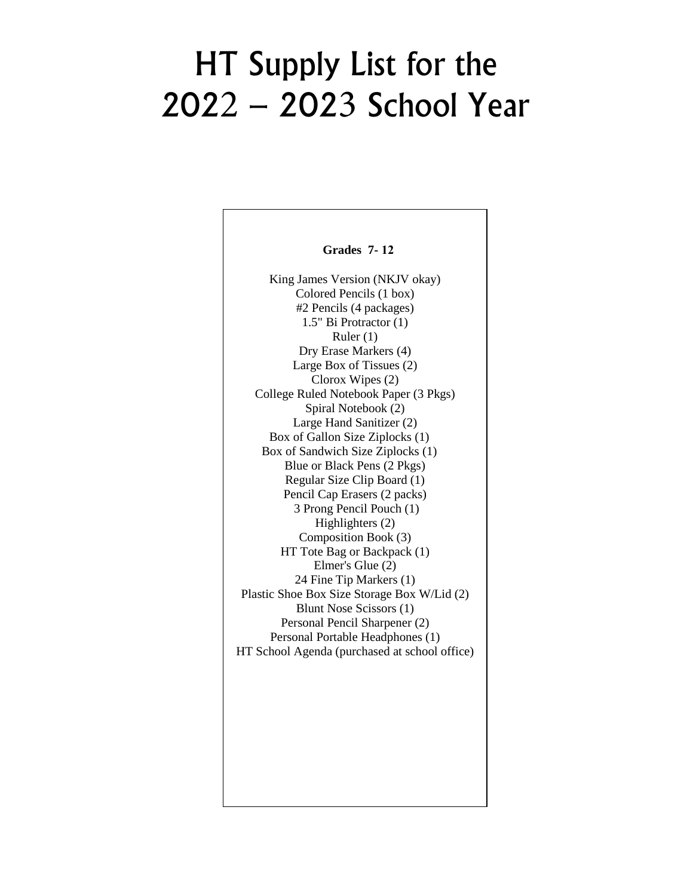# HT Supply List for the 2022 – 2023 School Year

**Grades 7- 12**

King James Version (NKJV okay)
Colored Pencils (1 box)
#2 Pencils (4 packages)
1.5" Bi Protractor (1)
Ruler (1)
Dry Erase Markers (4)
Large Box of Tissues (2)
Clorox Wipes (2)
College Ruled Notebook Paper (3 Pkgs)
Spiral Notebook (2)
Large Hand Sanitizer (2)
Box of Gallon Size Ziplocks (1)
Box of Sandwich Size Ziplocks (1)
Blue or Black Pens (2 Pkgs)
Regular Size Clip Board (1)
Pencil Cap Erasers (2 packs)
3 Prong Pencil Pouch (1)
Highlighters (2)
Composition Book (3)
HT Tote Bag or Backpack (1)
Elmer's Glue (2)
24 Fine Tip Markers (1)
Plastic Shoe Box Size Storage Box W/Lid (2)
Blunt Nose Scissors (1)
Personal Pencil Sharpener (2)
Personal Portable Headphones (1)
HT School Agenda (purchased at school office)